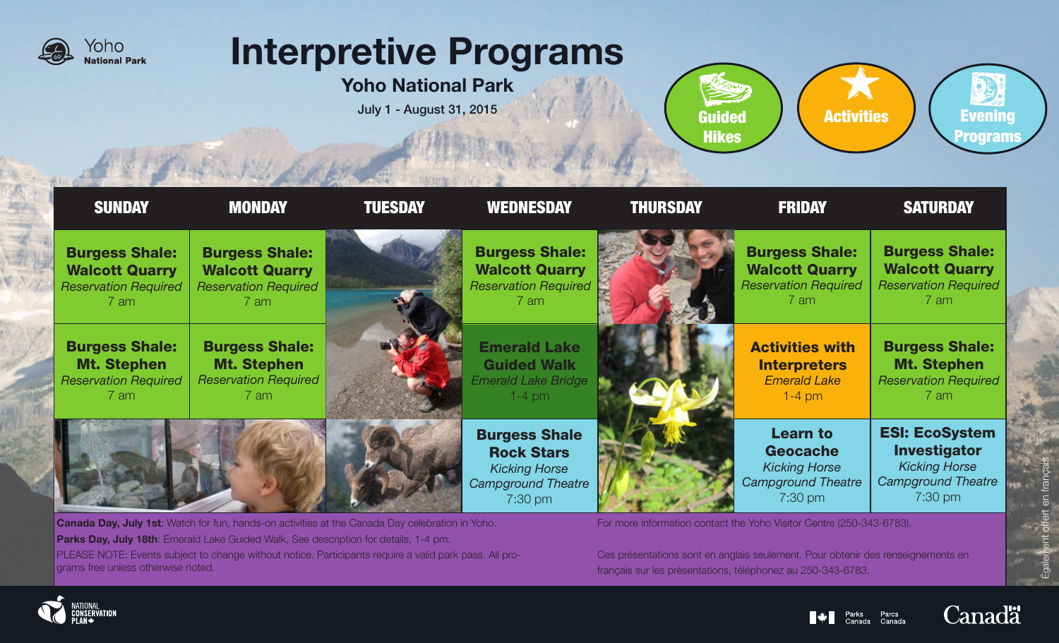Yoho National Park

# Interpretive Programs

## Yoho National Park

July 1 - August 31, 2015

**Guided Hikes** | **Activities** | **Evening Programs**

| SUNDAY | MONDAY | TUESDAY | WEDNESDAY | THURSDAY | FRIDAY | SATURDAY |
|---|---|---|---|---|---|---|
| **Burgess Shale: Walcott Quarry** *Reservation Required* 7 am | **Burgess Shale: Walcott Quarry** *Reservation Required* 7 am | | **Burgess Shale: Walcott Quarry** *Reservation Required* 7 am | | **Burgess Shale: Walcott Quarry** *Reservation Required* 7 am | **Burgess Shale: Walcott Quarry** *Reservation Required* 7 am |
| **Burgess Shale: Mt. Stephen** *Reservation Required* 7 am | **Burgess Shale: Mt. Stephen** *Reservation Required* 7 am | | **Emerald Lake Guided Walk** *Emerald Lake Bridge* 1-4 pm | | **Activities with Interpreters** *Emerald Lake* 1-4 pm | **Burgess Shale: Mt. Stephen** *Reservation Required* 7 am |
| | | | **Burgess Shale Rock Stars** *Kicking Horse Campground Theatre* 7:30 pm | | **Learn to Geocache** *Kicking Horse Campground Theatre* 7:30 pm | **ESI: EcoSystem Investigator** *Kicking Horse Campground Theatre* 7:30 pm |

**Canada Day, July 1st**: Watch for fun, hands-on activities at the Canada Day celebration in Yoho.

**Parks Day, July 18th**: Emerald Lake Guided Walk, See description for details, 1-4 pm.

PLEASE NOTE: Events subject to change without notice. Participants require a valid park pass. All programs free unless otherwise noted.

For more information contact the Yoho Visitor Centre (250-343-6783).

Ces présentations sont en anglais seulement. Pour obtenir des renseignements en français sur les présentations, téléphonez au 250-343-6783.

Également offert en français

NATIONAL CONSERVATION PLAN

Parks Canada | Parcs Canada

Canada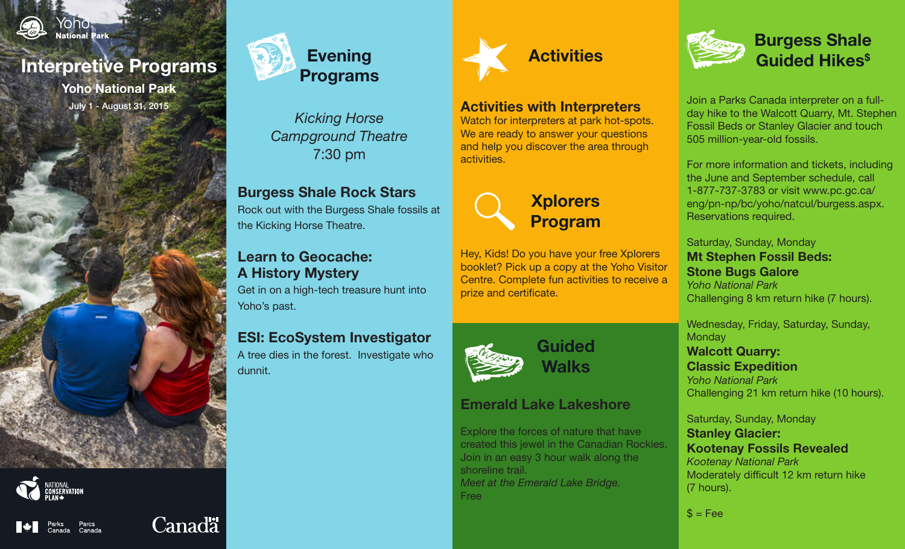Yoho National Park

# Interpretive Programs

**Yoho National Park**

July 1 - August 31, 2015

NATIONAL CONSERVATION PLAN

Parks Canada Parcs Canada

Canada

## Evening Programs

*Kicking Horse Campground Theatre*
7:30 pm

### Burgess Shale Rock Stars

Rock out with the Burgess Shale fossils at the Kicking Horse Theatre.

### Learn to Geocache: A History Mystery

Get in on a high-tech treasure hunt into Yoho's past.

### ESI: EcoSystem Investigator

A tree dies in the forest. Investigate who dunnit.

## Activities

### Activities with Interpreters

Watch for interpreters at park hot-spots. We are ready to answer your questions and help you discover the area through activities.

## Xplorers Program

Hey, Kids! Do you have your free Xplorers booklet? Pick up a copy at the Yoho Visitor Centre. Complete fun activities to receive a prize and certificate.

## Guided Walks

### Emerald Lake Lakeshore

Explore the forces of nature that have created this jewel in the Canadian Rockies. Join in an easy 3 hour walk along the shoreline trail.
*Meet at the Emerald Lake Bridge.*
Free

## Burgess Shale Guided Hikes$

Join a Parks Canada interpreter on a full-day hike to the Walcott Quarry, Mt. Stephen Fossil Beds or Stanley Glacier and touch 505 million-year-old fossils.

For more information and tickets, including the June and September schedule, call 1-877-737-3783 or visit www.pc.gc.ca/eng/pn-np/bc/yoho/natcul/burgess.aspx. Reservations required.

Saturday, Sunday, Monday
**Mt Stephen Fossil Beds: Stone Bugs Galore**
*Yoho National Park*
Challenging 8 km return hike (7 hours).

Wednesday, Friday, Saturday, Sunday, Monday
**Walcott Quarry: Classic Expedition**
*Yoho National Park*
Challenging 21 km return hike (10 hours).

Saturday, Sunday, Monday
**Stanley Glacier: Kootenay Fossils Revealed**
*Kootenay National Park*
Moderately difficult 12 km return hike (7 hours).

$ = Fee